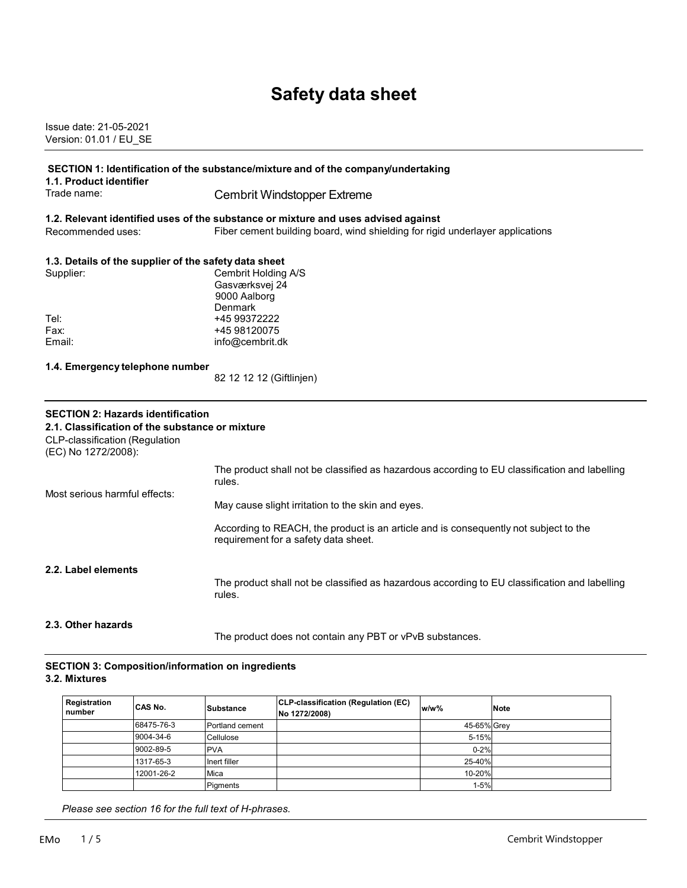# Safety data sheet

Issue date: 21-05-2021
Version: 01.01 / EU_SE

## SECTION 1: Identification of the substance/mixture and of the company/undertaking

### 1.1. Product identifier

Trade name: Cembrit Windstopper Extreme

### 1.2. Relevant identified uses of the substance or mixture and uses advised against

Recommended uses: Fiber cement building board, wind shielding for rigid underlayer applications

### 1.3. Details of the supplier of the safety data sheet

Supplier: Cembrit Holding A/S
Gasværksvej 24
9000 Aalborg
Denmark

Tel: +45 99372222
Fax: +45 98120075
Email: info@cembrit.dk

### 1.4. Emergency telephone number

82 12 12 12 (Giftlinjen)

## SECTION 2: Hazards identification

### 2.1. Classification of the substance or mixture

CLP-classification (Regulation (EC) No 1272/2008):

The product shall not be classified as hazardous according to EU classification and labelling rules.

Most serious harmful effects:

May cause slight irritation to the skin and eyes.

According to REACH, the product is an article and is consequently not subject to the requirement for a safety data sheet.

### 2.2. Label elements

The product shall not be classified as hazardous according to EU classification and labelling rules.

### 2.3. Other hazards

The product does not contain any PBT or vPvB substances.

## SECTION 3: Composition/information on ingredients

### 3.2. Mixtures

| Registration number | CAS No. | Substance | CLP-classification (Regulation (EC) No 1272/2008) | w/w% | Note |
|---|---|---|---|---|---|
| | 68475-76-3 | Portland cement | | 45-65% | Grey |
| | 9004-34-6 | Cellulose | | 5-15% | |
| | 9002-89-5 | PVA | | 0-2% | |
| | 1317-65-3 | Inert filler | | 25-40% | |
| | 12001-26-2 | Mica | | 10-20% | |
| | | Pigments | | 1-5% | |

*Please see section 16 for the full text of H-phrases.*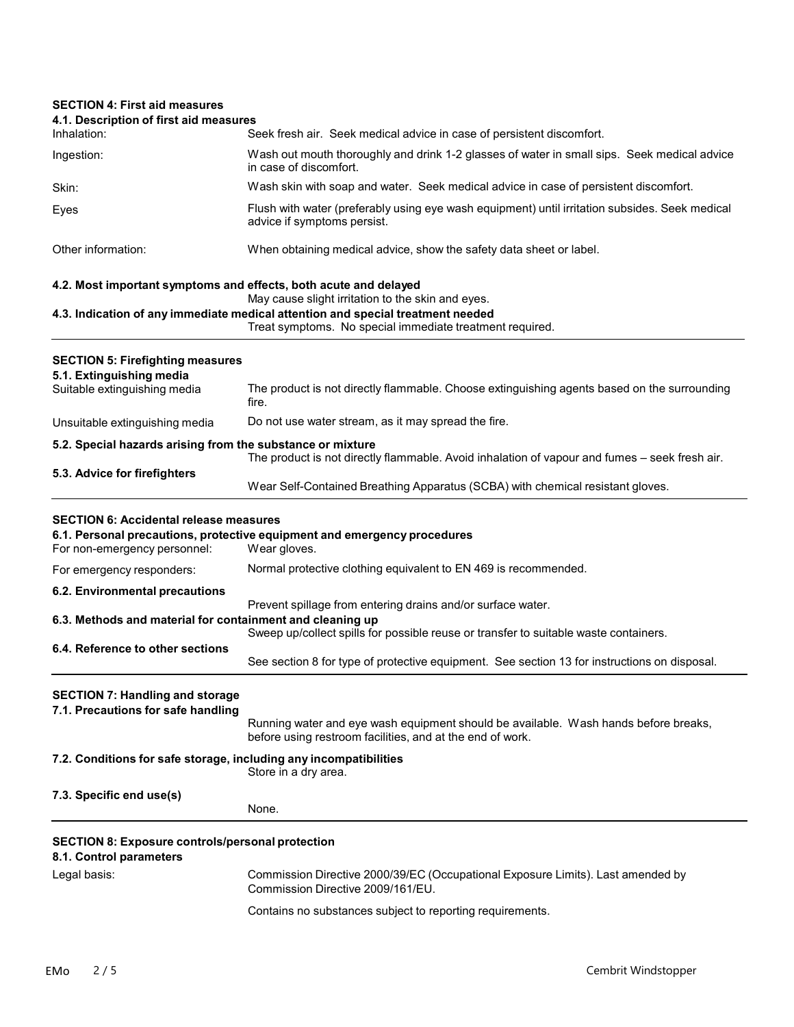## SECTION 4: First aid measures

### 4.1. Description of first aid measures

| | |
|---|---|
| Inhalation: | Seek fresh air. Seek medical advice in case of persistent discomfort. |
| Ingestion: | Wash out mouth thoroughly and drink 1-2 glasses of water in small sips. Seek medical advice in case of discomfort. |
| Skin: | Wash skin with soap and water. Seek medical advice in case of persistent discomfort. |
| Eyes | Flush with water (preferably using eye wash equipment) until irritation subsides. Seek medical advice if symptoms persist. |
| Other information: | When obtaining medical advice, show the safety data sheet or label. |

### 4.2. Most important symptoms and effects, both acute and delayed

May cause slight irritation to the skin and eyes.

### 4.3. Indication of any immediate medical attention and special treatment needed

Treat symptoms. No special immediate treatment required.

## SECTION 5: Firefighting measures

### 5.1. Extinguishing media

| | |
|---|---|
| Suitable extinguishing media | The product is not directly flammable. Choose extinguishing agents based on the surrounding fire. |
| Unsuitable extinguishing media | Do not use water stream, as it may spread the fire. |

### 5.2. Special hazards arising from the substance or mixture

The product is not directly flammable. Avoid inhalation of vapour and fumes – seek fresh air.

### 5.3. Advice for firefighters

Wear Self-Contained Breathing Apparatus (SCBA) with chemical resistant gloves.

## SECTION 6: Accidental release measures

### 6.1. Personal precautions, protective equipment and emergency procedures

| | |
|---|---|
| For non-emergency personnel: | Wear gloves. |
| For emergency responders: | Normal protective clothing equivalent to EN 469 is recommended. |

### 6.2. Environmental precautions

Prevent spillage from entering drains and/or surface water.

### 6.3. Methods and material for containment and cleaning up

Sweep up/collect spills for possible reuse or transfer to suitable waste containers.

### 6.4. Reference to other sections

See section 8 for type of protective equipment. See section 13 for instructions on disposal.

## SECTION 7: Handling and storage

### 7.1. Precautions for safe handling

Running water and eye wash equipment should be available. Wash hands before breaks, before using restroom facilities, and at the end of work.

### 7.2. Conditions for safe storage, including any incompatibilities

Store in a dry area.

### 7.3. Specific end use(s)

None.

## SECTION 8: Exposure controls/personal protection

### 8.1. Control parameters

| | |
|---|---|
| Legal basis: | Commission Directive 2000/39/EC (Occupational Exposure Limits). Last amended by Commission Directive 2009/161/EU. |
| | Contains no substances subject to reporting requirements. |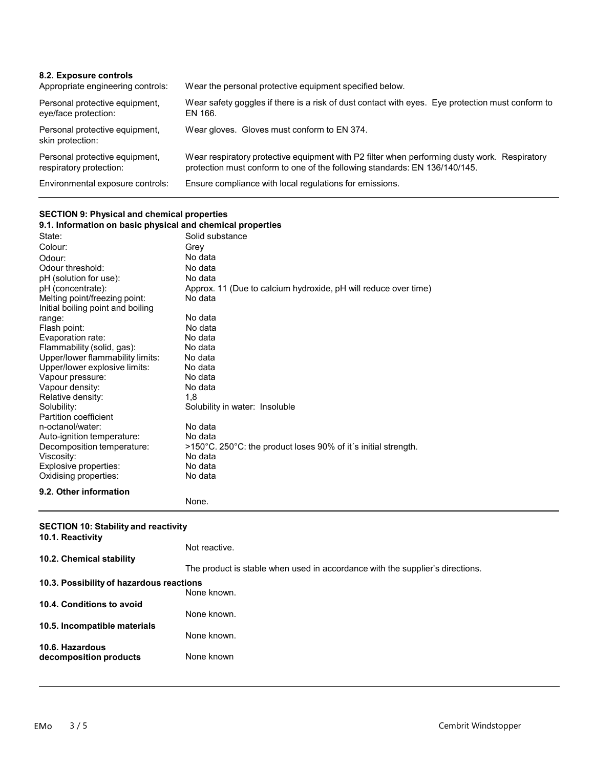### 8.2. Exposure controls

| | |
|---|---|
| Appropriate engineering controls: | Wear the personal protective equipment specified below. |
| Personal protective equipment, eye/face protection: | Wear safety goggles if there is a risk of dust contact with eyes. Eye protection must conform to EN 166. |
| Personal protective equipment, skin protection: | Wear gloves. Gloves must conform to EN 374. |
| Personal protective equipment, respiratory protection: | Wear respiratory protective equipment with P2 filter when performing dusty work. Respiratory protection must conform to one of the following standards: EN 136/140/145. |
| Environmental exposure controls: | Ensure compliance with local regulations for emissions. |

## SECTION 9: Physical and chemical properties

### 9.1. Information on basic physical and chemical properties

| | |
|---|---|
| State: | Solid substance |
| Colour: | Grey |
| Odour: | No data |
| Odour threshold: | No data |
| pH (solution for use): | No data |
| pH (concentrate): | Approx. 11 (Due to calcium hydroxide, pH will reduce over time) |
| Melting point/freezing point: | No data |
| Initial boiling point and boiling range: | No data |
| Flash point: | No data |
| Evaporation rate: | No data |
| Flammability (solid, gas): | No data |
| Upper/lower flammability limits: | No data |
| Upper/lower explosive limits: | No data |
| Vapour pressure: | No data |
| Vapour density: | No data |
| Relative density: | 1,8 |
| Solubility: | Solubility in water: Insoluble |
| Partition coefficient n-octanol/water: | No data |
| Auto-ignition temperature: | No data |
| Decomposition temperature: | >150°C. 250°C: the product loses 90% of it´s initial strength. |
| Viscosity: | No data |
| Explosive properties: | No data |
| Oxidising properties: | No data |

### 9.2. Other information

None.

## SECTION 10: Stability and reactivity

### 10.1. Reactivity

Not reactive.

### 10.2. Chemical stability

The product is stable when used in accordance with the supplier's directions.

### 10.3. Possibility of hazardous reactions

None known.

### 10.4. Conditions to avoid

None known.

### 10.5. Incompatible materials

None known.

### 10.6. Hazardous decomposition products

None known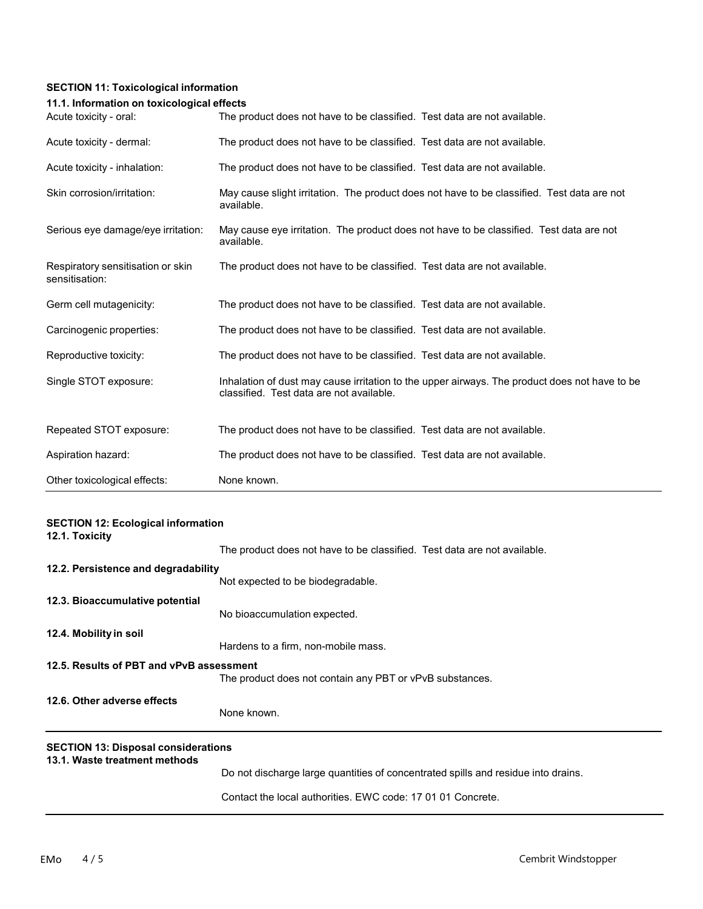## SECTION 11: Toxicological information

### 11.1. Information on toxicological effects

| | |
|---|---|
| Acute toxicity - oral: | The product does not have to be classified. Test data are not available. |
| Acute toxicity - dermal: | The product does not have to be classified. Test data are not available. |
| Acute toxicity - inhalation: | The product does not have to be classified. Test data are not available. |
| Skin corrosion/irritation: | May cause slight irritation. The product does not have to be classified. Test data are not available. |
| Serious eye damage/eye irritation: | May cause eye irritation. The product does not have to be classified. Test data are not available. |
| Respiratory sensitisation or skin sensitisation: | The product does not have to be classified. Test data are not available. |
| Germ cell mutagenicity: | The product does not have to be classified. Test data are not available. |
| Carcinogenic properties: | The product does not have to be classified. Test data are not available. |
| Reproductive toxicity: | The product does not have to be classified. Test data are not available. |
| Single STOT exposure: | Inhalation of dust may cause irritation to the upper airways. The product does not have to be classified. Test data are not available. |
| Repeated STOT exposure: | The product does not have to be classified. Test data are not available. |
| Aspiration hazard: | The product does not have to be classified. Test data are not available. |
| Other toxicological effects: | None known. |

## SECTION 12: Ecological information

### 12.1. Toxicity

The product does not have to be classified. Test data are not available.

### 12.2. Persistence and degradability

Not expected to be biodegradable.

### 12.3. Bioaccumulative potential

No bioaccumulation expected.

### 12.4. Mobility in soil

Hardens to a firm, non-mobile mass.

### 12.5. Results of PBT and vPvB assessment

The product does not contain any PBT or vPvB substances.

### 12.6. Other adverse effects

None known.

## SECTION 13: Disposal considerations

### 13.1. Waste treatment methods

Do not discharge large quantities of concentrated spills and residue into drains.

Contact the local authorities. EWC code: 17 01 01 Concrete.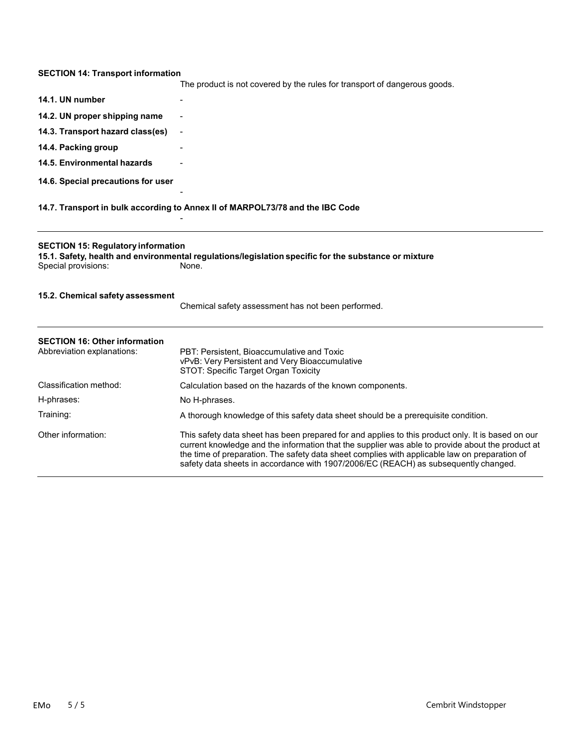## SECTION 14: Transport information

The product is not covered by the rules for transport of dangerous goods.

**14.1. UN number** -

**14.2. UN proper shipping name** -

**14.3. Transport hazard class(es)** -

**14.4. Packing group** -

**14.5. Environmental hazards** -

**14.6. Special precautions for user**

-

**14.7. Transport in bulk according to Annex II of MARPOL73/78 and the IBC Code**

-

## SECTION 15: Regulatory information

**15.1. Safety, health and environmental regulations/legislation specific for the substance or mixture**

Special provisions: None.

**15.2. Chemical safety assessment**

Chemical safety assessment has not been performed.

## SECTION 16: Other information

Abbreviation explanations:
PBT: Persistent, Bioaccumulative and Toxic
vPvB: Very Persistent and Very Bioaccumulative
STOT: Specific Target Organ Toxicity

Classification method: Calculation based on the hazards of the known components.

H-phrases: No H-phrases.

Training: A thorough knowledge of this safety data sheet should be a prerequisite condition.

Other information: This safety data sheet has been prepared for and applies to this product only. It is based on our current knowledge and the information that the supplier was able to provide about the product at the time of preparation. The safety data sheet complies with applicable law on preparation of safety data sheets in accordance with 1907/2006/EC (REACH) as subsequently changed.